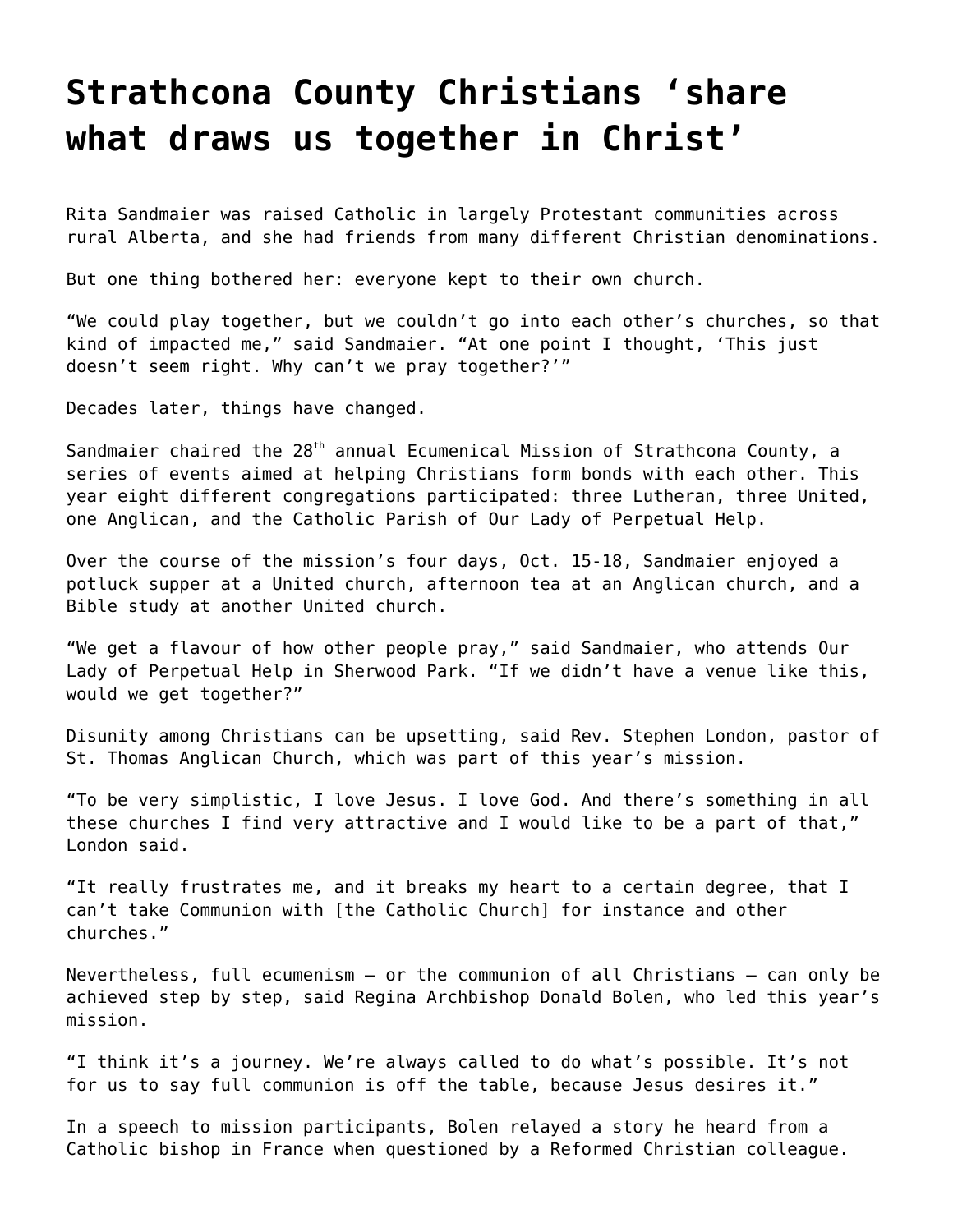# Strathcona County Christians 'share what draws us together in Christ'

Rita Sandmaier was raised Catholic in largely Protestant communities across rural Alberta, and she had friends from many different Christian denominations.

But one thing bothered her: everyone kept to their own church.

"We could play together, but we couldn't go into each other's churches, so that kind of impacted me," said Sandmaier. "At one point I thought, 'This just doesn't seem right. Why can't we pray together?'"

Decades later, things have changed.

Sandmaier chaired the 28th annual Ecumenical Mission of Strathcona County, a series of events aimed at helping Christians form bonds with each other. This year eight different congregations participated: three Lutheran, three United, one Anglican, and the Catholic Parish of Our Lady of Perpetual Help.

Over the course of the mission's four days, Oct. 15-18, Sandmaier enjoyed a potluck supper at a United church, afternoon tea at an Anglican church, and a Bible study at another United church.

"We get a flavour of how other people pray," said Sandmaier, who attends Our Lady of Perpetual Help in Sherwood Park. "If we didn't have a venue like this, would we get together?"

Disunity among Christians can be upsetting, said Rev. Stephen London, pastor of St. Thomas Anglican Church, which was part of this year's mission.

"To be very simplistic, I love Jesus. I love God. And there's something in all these churches I find very attractive and I would like to be a part of that," London said.

"It really frustrates me, and it breaks my heart to a certain degree, that I can't take Communion with [the Catholic Church] for instance and other churches."

Nevertheless, full ecumenism – or the communion of all Christians – can only be achieved step by step, said Regina Archbishop Donald Bolen, who led this year's mission.

"I think it's a journey. We're always called to do what's possible. It's not for us to say full communion is off the table, because Jesus desires it."

In a speech to mission participants, Bolen relayed a story he heard from a Catholic bishop in France when questioned by a Reformed Christian colleague.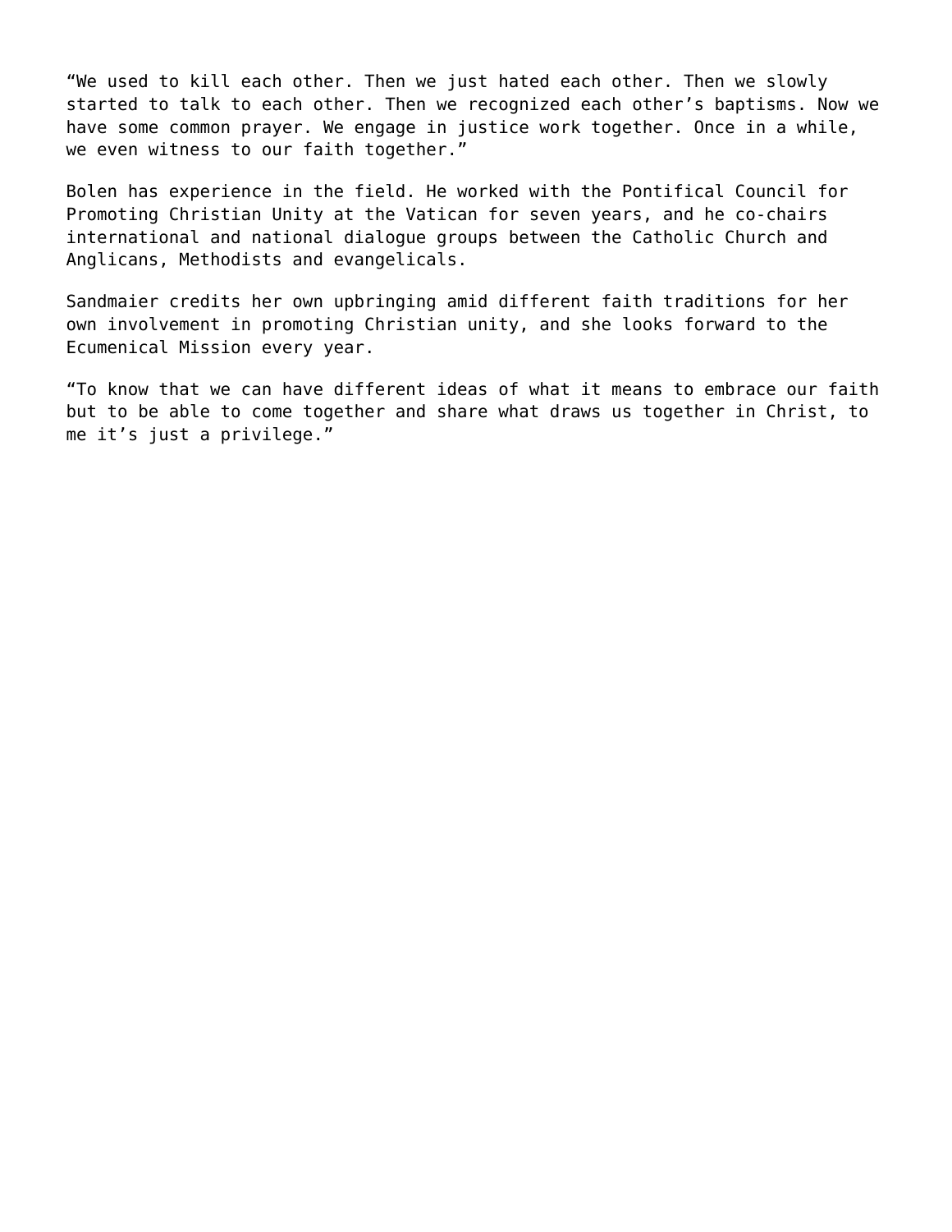“We used to kill each other. Then we just hated each other. Then we slowly started to talk to each other. Then we recognized each other’s baptisms. Now we have some common prayer. We engage in justice work together. Once in a while, we even witness to our faith together.”

Bolen has experience in the field. He worked with the Pontifical Council for Promoting Christian Unity at the Vatican for seven years, and he co-chairs international and national dialogue groups between the Catholic Church and Anglicans, Methodists and evangelicals.

Sandmaier credits her own upbringing amid different faith traditions for her own involvement in promoting Christian unity, and she looks forward to the Ecumenical Mission every year.

“To know that we can have different ideas of what it means to embrace our faith but to be able to come together and share what draws us together in Christ, to me it’s just a privilege.”